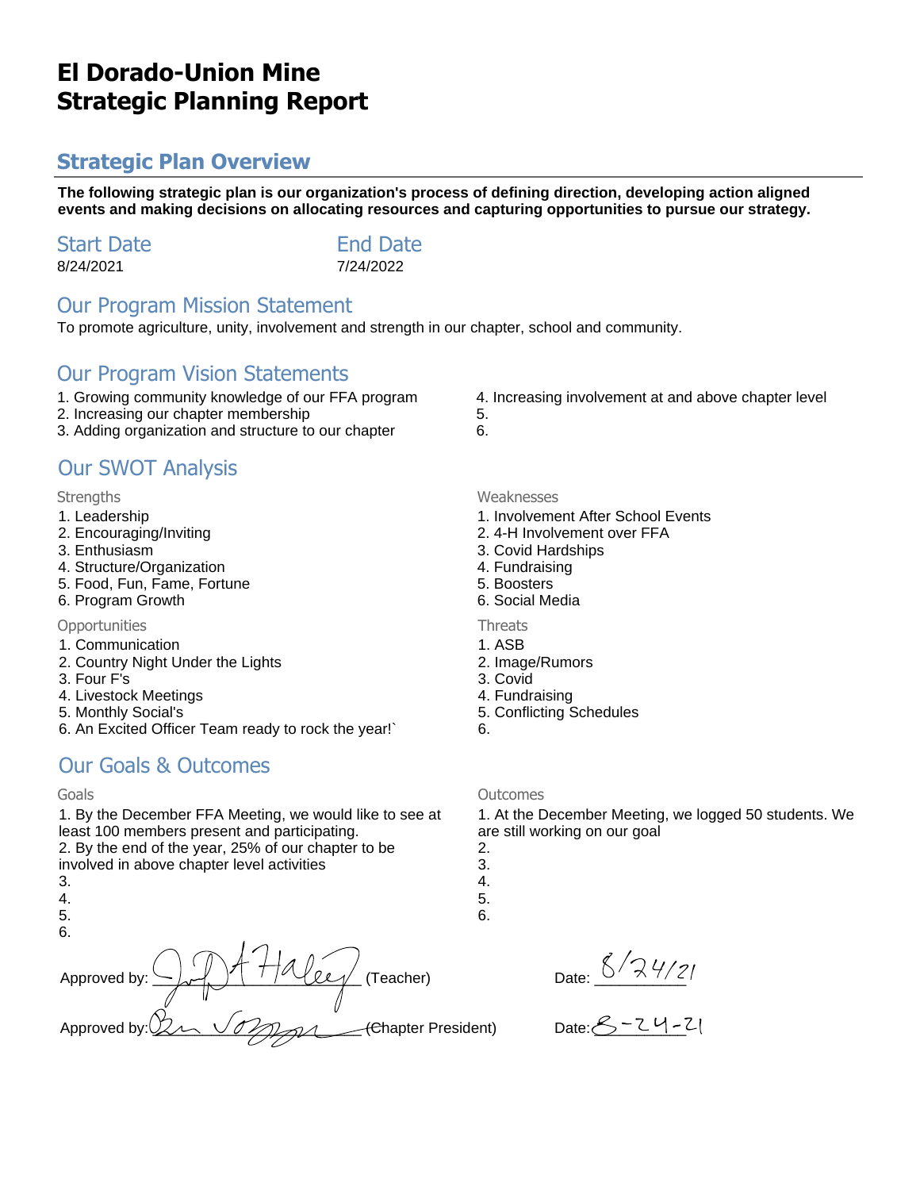# El Dorado-Union Mine
# Strategic Planning Report

## Strategic Plan Overview

**The following strategic plan is our organization's process of defining direction, developing action aligned events and making decisions on allocating resources and capturing opportunities to pursue our strategy.**

### Start Date
8/24/2021

### End Date
7/24/2022

### Our Program Mission Statement
To promote agriculture, unity, involvement and strength in our chapter, school and community.

### Our Program Vision Statements
1. Growing community knowledge of our FFA program
2. Increasing our chapter membership
3. Adding organization and structure to our chapter
4. Increasing involvement at and above chapter level
5. 
6. 

### Our SWOT Analysis

**Strengths**
1. Leadership
2. Encouraging/Inviting
3. Enthusiasm
4. Structure/Organization
5. Food, Fun, Fame, Fortune
6. Program Growth

**Weaknesses**
1. Involvement After School Events
2. 4-H Involvement over FFA
3. Covid Hardships
4. Fundraising
5. Boosters
6. Social Media

**Opportunities**
1. Communication
2. Country Night Under the Lights
3. Four F's
4. Livestock Meetings
5. Monthly Social's
6. An Excited Officer Team ready to rock the year!`

**Threats**
1. ASB
2. Image/Rumors
3. Covid
4. Fundraising
5. Conflicting Schedules
6. 

### Our Goals & Outcomes

**Goals**
1. By the December FFA Meeting, we would like to see at least 100 members present and participating.
2. By the end of the year, 25% of our chapter to be involved in above chapter level activities
3. 
4. 
5. 
6. 

**Outcomes**
1. At the December Meeting, we logged 50 students. We are still working on our goal
2. 
3. 
4. 
5. 
6. 

Approved by: _[signature]_ (Teacher) Date: 8/24/21

Approved by: _[signature]_ (Chapter President) Date: 8-24-21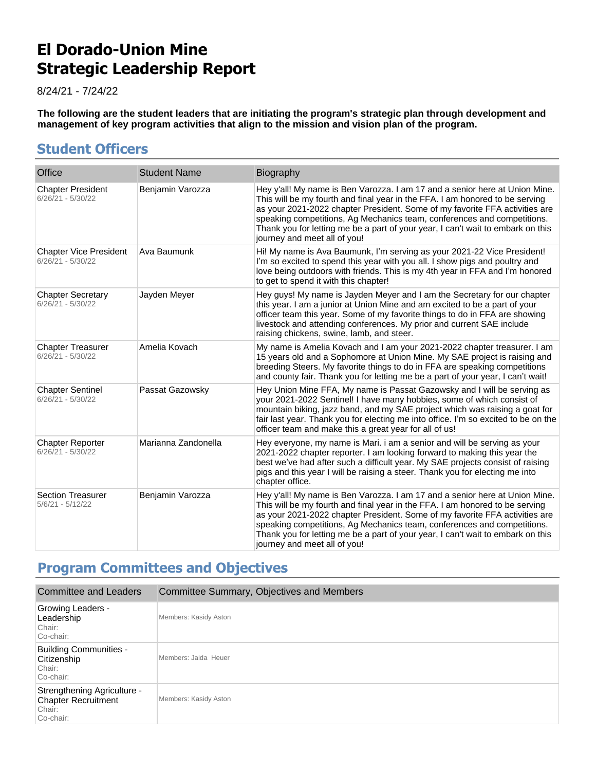# El Dorado-Union Mine
# Strategic Leadership Report

8/24/21 - 7/24/22

**The following are the student leaders that are initiating the program's strategic plan through development and management of key program activities that align to the mission and vision plan of the program.**

## Student Officers

| Office | Student Name | Biography |
|---|---|---|
| Chapter President<br>6/26/21 - 5/30/22 | Benjamin Varozza | Hey y'all! My name is Ben Varozza. I am 17 and a senior here at Union Mine. This will be my fourth and final year in the FFA. I am honored to be serving as your 2021-2022 chapter President. Some of my favorite FFA activities are speaking competitions, Ag Mechanics team, conferences and competitions. Thank you for letting me be a part of your year, I can't wait to embark on this journey and meet all of you! |
| Chapter Vice President<br>6/26/21 - 5/30/22 | Ava Baumunk | Hi! My name is Ava Baumunk, I'm serving as your 2021-22 Vice President! I'm so excited to spend this year with you all. I show pigs and poultry and love being outdoors with friends. This is my 4th year in FFA and I'm honored to get to spend it with this chapter! |
| Chapter Secretary<br>6/26/21 - 5/30/22 | Jayden Meyer | Hey guys! My name is Jayden Meyer and I am the Secretary for our chapter this year. I am a junior at Union Mine and am excited to be a part of your officer team this year. Some of my favorite things to do in FFA are showing livestock and attending conferences. My prior and current SAE include raising chickens, swine, lamb, and steer. |
| Chapter Treasurer<br>6/26/21 - 5/30/22 | Amelia Kovach | My name is Amelia Kovach and I am your 2021-2022 chapter treasurer. I am 15 years old and a Sophomore at Union Mine. My SAE project is raising and breeding Steers. My favorite things to do in FFA are speaking competitions and county fair. Thank you for letting me be a part of your year, I can't wait! |
| Chapter Sentinel<br>6/26/21 - 5/30/22 | Passat Gazowsky | Hey Union Mine FFA, My name is Passat Gazowsky and I will be serving as your 2021-2022 Sentinel! I have many hobbies, some of which consist of mountain biking, jazz band, and my SAE project which was raising a goat for fair last year. Thank you for electing me into office. I'm so excited to be on the officer team and make this a great year for all of us! |
| Chapter Reporter<br>6/26/21 - 5/30/22 | Marianna Zandonella | Hey everyone, my name is Mari. i am a senior and will be serving as your 2021-2022 chapter reporter. I am looking forward to making this year the best we've had after such a difficult year. My SAE projects consist of raising pigs and this year I will be raising a steer. Thank you for electing me into chapter office. |
| Section Treasurer<br>5/6/21 - 5/12/22 | Benjamin Varozza | Hey y'all! My name is Ben Varozza. I am 17 and a senior here at Union Mine. This will be my fourth and final year in the FFA. I am honored to be serving as your 2021-2022 chapter President. Some of my favorite FFA activities are speaking competitions, Ag Mechanics team, conferences and competitions. Thank you for letting me be a part of your year, I can't wait to embark on this journey and meet all of you! |

## Program Committees and Objectives

| Committee and Leaders | Committee Summary, Objectives and Members |
|---|---|
| Growing Leaders - Leadership<br>Chair:<br>Co-chair: | Members: Kasidy Aston |
| Building Communities - Citizenship<br>Chair:<br>Co-chair: | Members: Jaida Heuer |
| Strengthening Agriculture - Chapter Recruitment<br>Chair:<br>Co-chair: | Members: Kasidy Aston |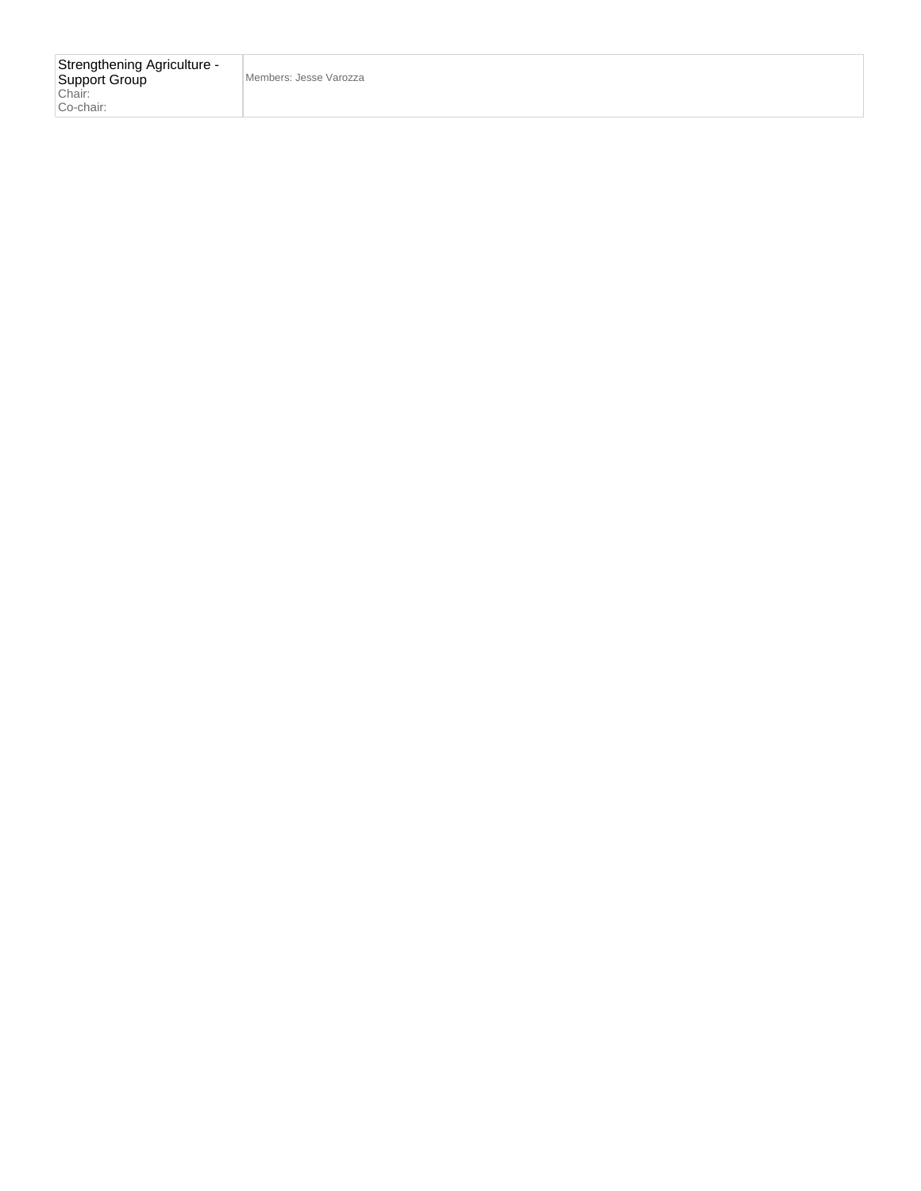| Strengthening Agriculture - Support Group<br>Chair:<br>Co-chair: | Members: Jesse Varozza |
|---|---|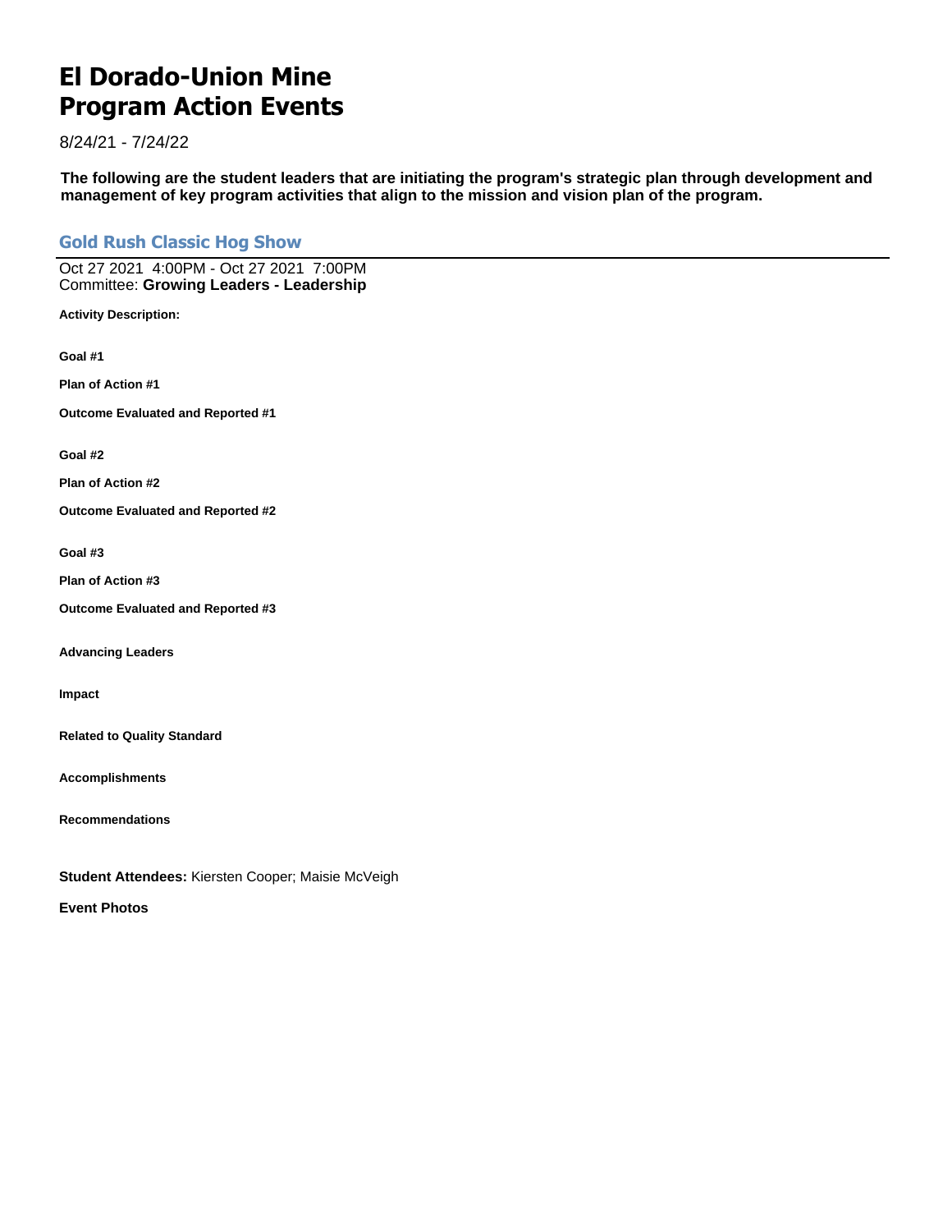# El Dorado-Union Mine
# Program Action Events

8/24/21 - 7/24/22

**The following are the student leaders that are initiating the program's strategic plan through development and management of key program activities that align to the mission and vision plan of the program.**

## Gold Rush Classic Hog Show

Oct 27 2021 4:00PM - Oct 27 2021 7:00PM
Committee: **Growing Leaders - Leadership**

**Activity Description:**

**Goal #1**

**Plan of Action #1**

**Outcome Evaluated and Reported #1**

**Goal #2**

**Plan of Action #2**

**Outcome Evaluated and Reported #2**

**Goal #3**

**Plan of Action #3**

**Outcome Evaluated and Reported #3**

**Advancing Leaders**

**Impact**

**Related to Quality Standard**

**Accomplishments**

**Recommendations**

**Student Attendees:** Kiersten Cooper; Maisie McVeigh

**Event Photos**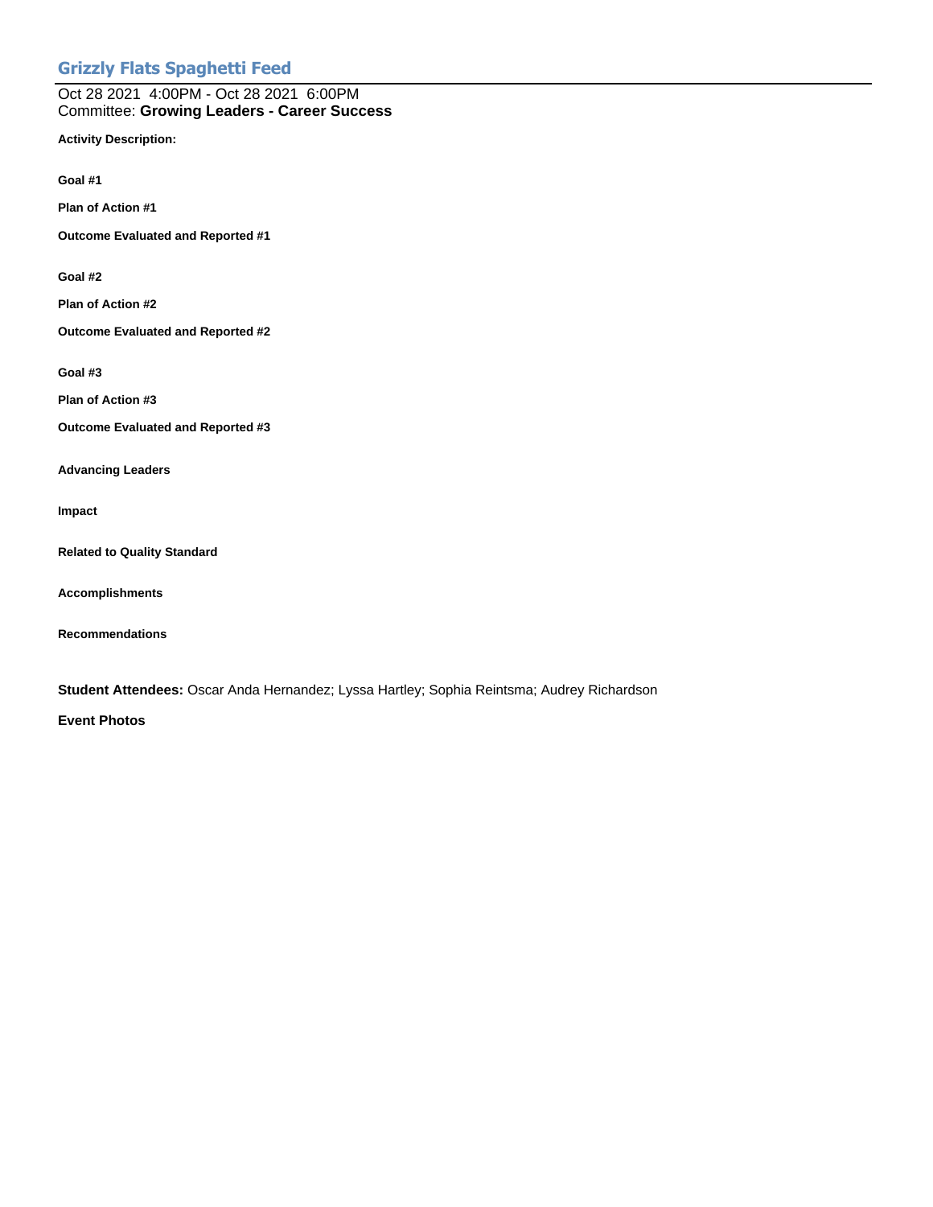## Grizzly Flats Spaghetti Feed

Oct 28 2021 4:00PM - Oct 28 2021 6:00PM
Committee: **Growing Leaders - Career Success**

**Activity Description:**

**Goal #1**

**Plan of Action #1**

**Outcome Evaluated and Reported #1**

**Goal #2**

**Plan of Action #2**

**Outcome Evaluated and Reported #2**

**Goal #3**

**Plan of Action #3**

**Outcome Evaluated and Reported #3**

**Advancing Leaders**

**Impact**

**Related to Quality Standard**

**Accomplishments**

**Recommendations**

**Student Attendees:** Oscar Anda Hernandez; Lyssa Hartley; Sophia Reintsma; Audrey Richardson

**Event Photos**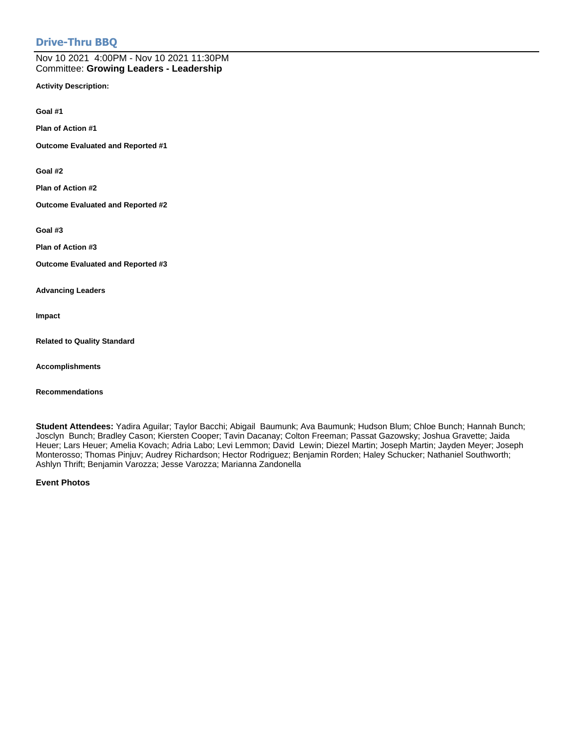## Drive-Thru BBQ

Nov 10 2021 4:00PM - Nov 10 2021 11:30PM
Committee: **Growing Leaders - Leadership**

**Activity Description:**

**Goal #1**

**Plan of Action #1**

**Outcome Evaluated and Reported #1**

**Goal #2**

**Plan of Action #2**

**Outcome Evaluated and Reported #2**

**Goal #3**

**Plan of Action #3**

**Outcome Evaluated and Reported #3**

**Advancing Leaders**

**Impact**

**Related to Quality Standard**

**Accomplishments**

**Recommendations**

**Student Attendees:** Yadira Aguilar; Taylor Bacchi; Abigail Baumunk; Ava Baumunk; Hudson Blum; Chloe Bunch; Hannah Bunch; Josclyn Bunch; Bradley Cason; Kiersten Cooper; Tavin Dacanay; Colton Freeman; Passat Gazowsky; Joshua Gravette; Jaida Heuer; Lars Heuer; Amelia Kovach; Adria Labo; Levi Lemmon; David Lewin; Diezel Martin; Joseph Martin; Jayden Meyer; Joseph Monterosso; Thomas Pinjuv; Audrey Richardson; Hector Rodriguez; Benjamin Rorden; Haley Schucker; Nathaniel Southworth; Ashlyn Thrift; Benjamin Varozza; Jesse Varozza; Marianna Zandonella

**Event Photos**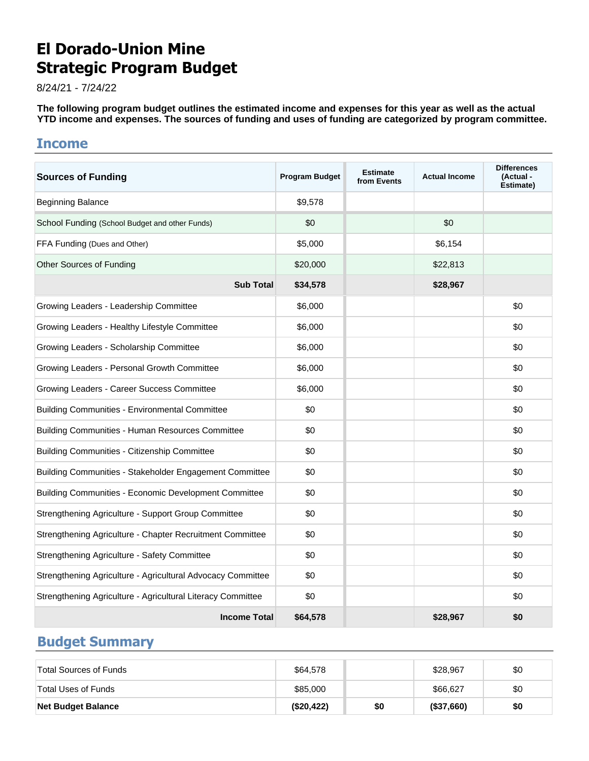# El Dorado-Union Mine
# Strategic Program Budget

8/24/21 - 7/24/22

**The following program budget outlines the estimated income and expenses for this year as well as the actual YTD income and expenses. The sources of funding and uses of funding are categorized by program committee.**

## Income

| Sources of Funding | Program Budget | Estimate from Events | Actual Income | Differences (Actual - Estimate) |
|---|---|---|---|---|
| Beginning Balance | $9,578 | | | |
| School Funding (School Budget and other Funds) | $0 | | $0 | |
| FFA Funding (Dues and Other) | $5,000 | | $6,154 | |
| Other Sources of Funding | $20,000 | | $22,813 | |
| **Sub Total** | **$34,578** | | **$28,967** | |
| Growing Leaders - Leadership Committee | $6,000 | | | $0 |
| Growing Leaders - Healthy Lifestyle Committee | $6,000 | | | $0 |
| Growing Leaders - Scholarship Committee | $6,000 | | | $0 |
| Growing Leaders - Personal Growth Committee | $6,000 | | | $0 |
| Growing Leaders - Career Success Committee | $6,000 | | | $0 |
| Building Communities - Environmental Committee | $0 | | | $0 |
| Building Communities - Human Resources Committee | $0 | | | $0 |
| Building Communities - Citizenship Committee | $0 | | | $0 |
| Building Communities - Stakeholder Engagement Committee | $0 | | | $0 |
| Building Communities - Economic Development Committee | $0 | | | $0 |
| Strengthening Agriculture - Support Group Committee | $0 | | | $0 |
| Strengthening Agriculture - Chapter Recruitment Committee | $0 | | | $0 |
| Strengthening Agriculture - Safety Committee | $0 | | | $0 |
| Strengthening Agriculture - Agricultural Advocacy Committee | $0 | | | $0 |
| Strengthening Agriculture - Agricultural Literacy Committee | $0 | | | $0 |
| **Income Total** | **$64,578** | | **$28,967** | **$0** |

## Budget Summary

| | | | | |
|---|---|---|---|---|
| Total Sources of Funds | $64,578 | | $28,967 | $0 |
| Total Uses of Funds | $85,000 | | $66,627 | $0 |
| **Net Budget Balance** | **($20,422)** | **$0** | **($37,660)** | **$0** |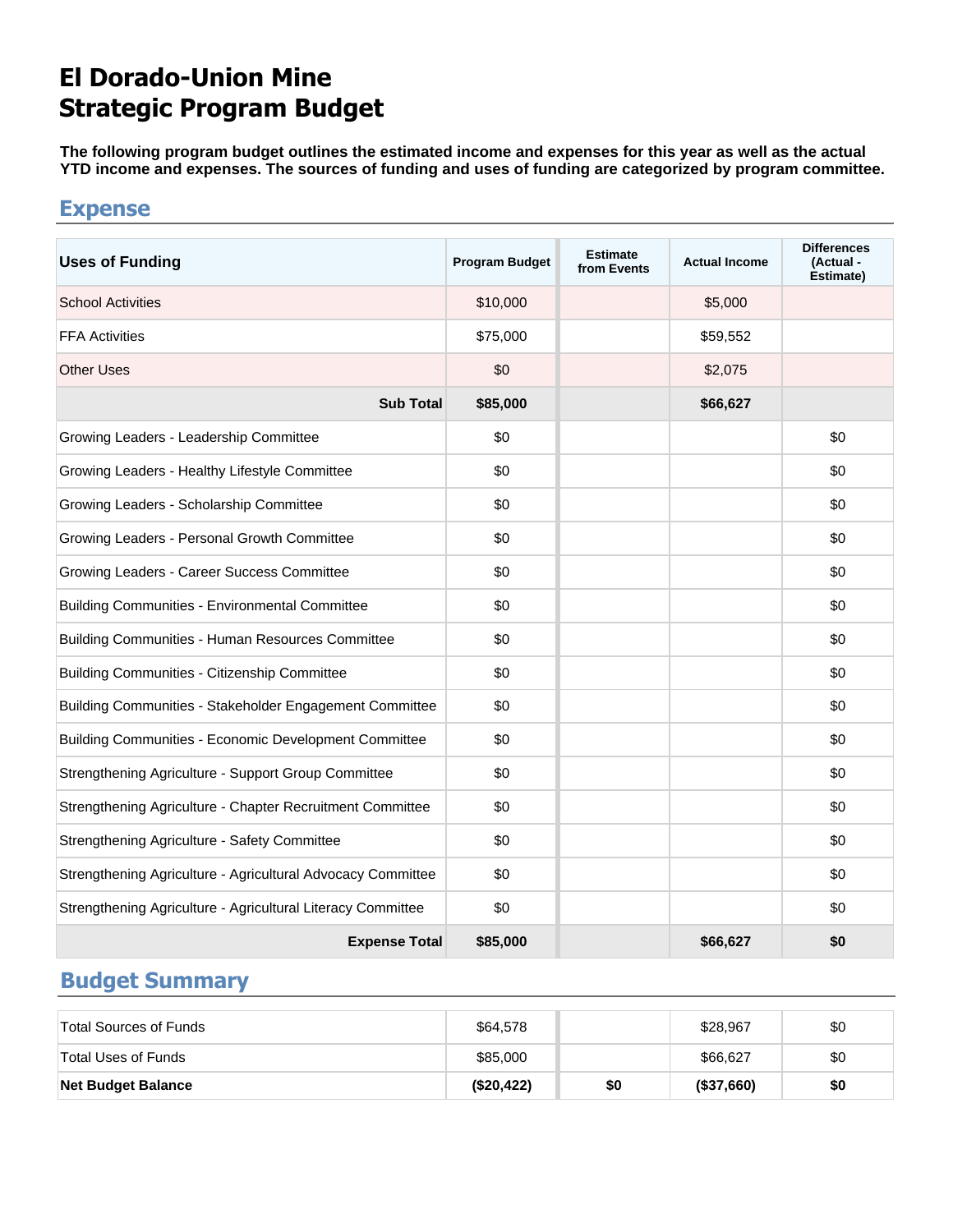# El Dorado-Union Mine
# Strategic Program Budget

**The following program budget outlines the estimated income and expenses for this year as well as the actual YTD income and expenses. The sources of funding and uses of funding are categorized by program committee.**

## Expense

| Uses of Funding | Program Budget | Estimate from Events | Actual Income | Differences (Actual - Estimate) |
|---|---|---|---|---|
| School Activities | $10,000 | | $5,000 | |
| FFA Activities | $75,000 | | $59,552 | |
| Other Uses | $0 | | $2,075 | |
| **Sub Total** | **$85,000** | | **$66,627** | |
| Growing Leaders - Leadership Committee | $0 | | | $0 |
| Growing Leaders - Healthy Lifestyle Committee | $0 | | | $0 |
| Growing Leaders - Scholarship Committee | $0 | | | $0 |
| Growing Leaders - Personal Growth Committee | $0 | | | $0 |
| Growing Leaders - Career Success Committee | $0 | | | $0 |
| Building Communities - Environmental Committee | $0 | | | $0 |
| Building Communities - Human Resources Committee | $0 | | | $0 |
| Building Communities - Citizenship Committee | $0 | | | $0 |
| Building Communities - Stakeholder Engagement Committee | $0 | | | $0 |
| Building Communities - Economic Development Committee | $0 | | | $0 |
| Strengthening Agriculture - Support Group Committee | $0 | | | $0 |
| Strengthening Agriculture - Chapter Recruitment Committee | $0 | | | $0 |
| Strengthening Agriculture - Safety Committee | $0 | | | $0 |
| Strengthening Agriculture - Agricultural Advocacy Committee | $0 | | | $0 |
| Strengthening Agriculture - Agricultural Literacy Committee | $0 | | | $0 |
| **Expense Total** | **$85,000** | | **$66,627** | **$0** |

## Budget Summary

| | | | | |
|---|---|---|---|---|
| Total Sources of Funds | $64,578 | | $28,967 | $0 |
| Total Uses of Funds | $85,000 | | $66,627 | $0 |
| **Net Budget Balance** | **($20,422)** | **$0** | **($37,660)** | **$0** |